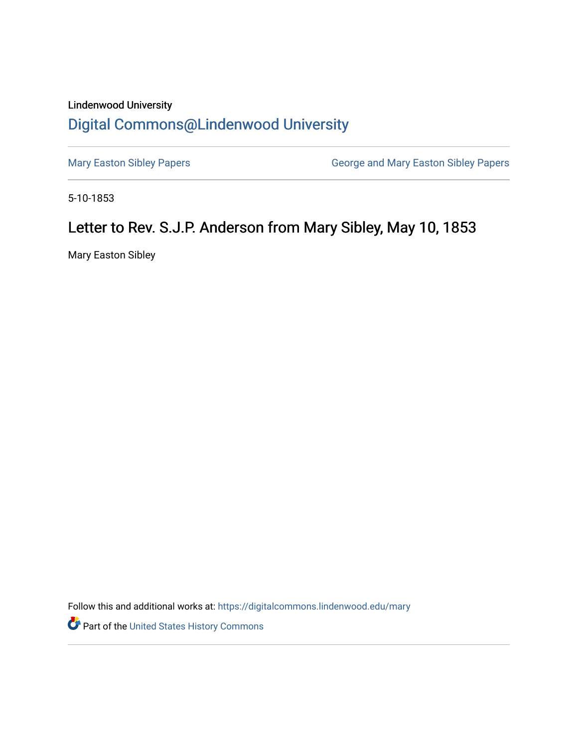Lindenwood University

# Digital Commons@Lindenwood University

Mary Easton Sibley Papers

George and Mary Easton Sibley Papers

5-10-1853

## Letter to Rev. S.J.P. Anderson from Mary Sibley, May 10, 1853

Mary Easton Sibley

Follow this and additional works at: https://digitalcommons.lindenwood.edu/mary

Part of the United States History Commons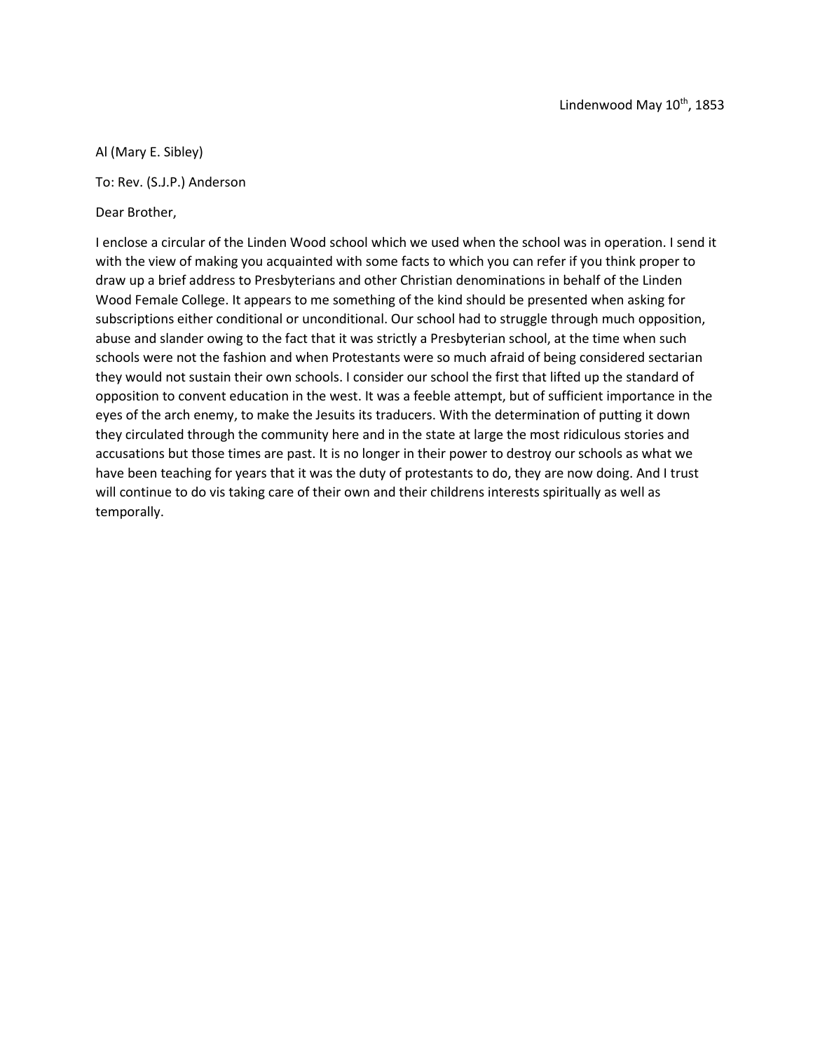Lindenwood May 10th, 1853

Al (Mary E. Sibley)

To: Rev. (S.J.P.) Anderson

Dear Brother,

I enclose a circular of the Linden Wood school which we used when the school was in operation. I send it with the view of making you acquainted with some facts to which you can refer if you think proper to draw up a brief address to Presbyterians and other Christian denominations in behalf of the Linden Wood Female College. It appears to me something of the kind should be presented when asking for subscriptions either conditional or unconditional. Our school had to struggle through much opposition, abuse and slander owing to the fact that it was strictly a Presbyterian school, at the time when such schools were not the fashion and when Protestants were so much afraid of being considered sectarian they would not sustain their own schools. I consider our school the first that lifted up the standard of opposition to convent education in the west. It was a feeble attempt, but of sufficient importance in the eyes of the arch enemy, to make the Jesuits its traducers. With the determination of putting it down they circulated through the community here and in the state at large the most ridiculous stories and accusations but those times are past. It is no longer in their power to destroy our schools as what we have been teaching for years that it was the duty of protestants to do, they are now doing. And I trust will continue to do vis taking care of their own and their childrens interests spiritually as well as temporally.